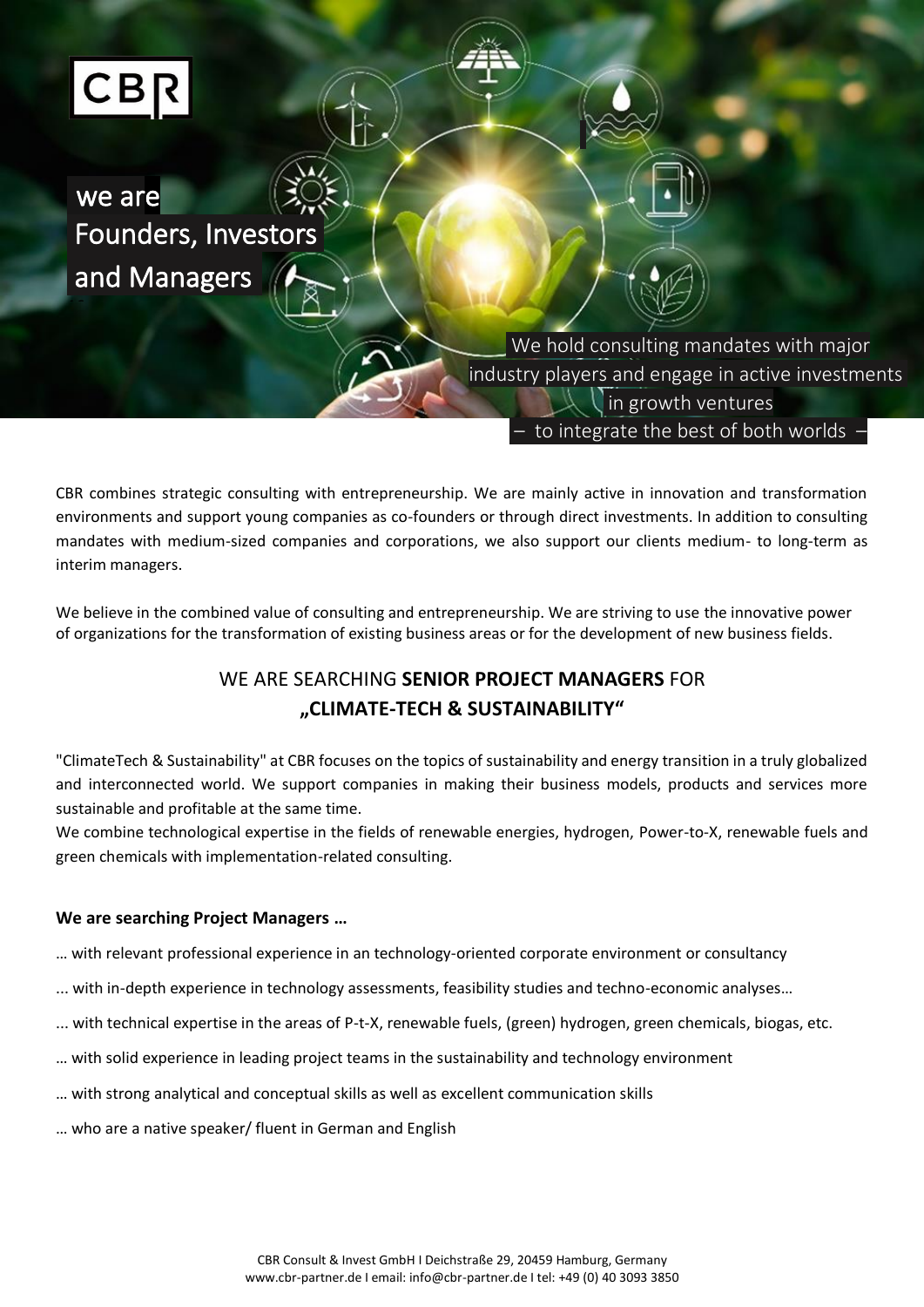CBR

we are
Founders, Investors
and Managers

We hold consulting mandates with major industry players and engage in active investments in growth ventures
– to integrate the best of both worlds –

CBR combines strategic consulting with entrepreneurship. We are mainly active in innovation and transformation environments and support young companies as co-founders or through direct investments. In addition to consulting mandates with medium-sized companies and corporations, we also support our clients medium- to long-term as interim managers.

We believe in the combined value of consulting and entrepreneurship. We are striving to use the innovative power of organizations for the transformation of existing business areas or for the development of new business fields.

## WE ARE SEARCHING **SENIOR PROJECT MANAGERS** FOR **„CLIMATE-TECH & SUSTAINABILITY“**

"ClimateTech & Sustainability" at CBR focuses on the topics of sustainability and energy transition in a truly globalized and interconnected world. We support companies in making their business models, products and services more sustainable and profitable at the same time.
We combine technological expertise in the fields of renewable energies, hydrogen, Power-to-X, renewable fuels and green chemicals with implementation-related consulting.

**We are searching Project Managers …**

… with relevant professional experience in an technology-oriented corporate environment or consultancy

... with in-depth experience in technology assessments, feasibility studies and techno-economic analyses…

... with technical expertise in the areas of P-t-X, renewable fuels, (green) hydrogen, green chemicals, biogas, etc.

… with solid experience in leading project teams in the sustainability and technology environment

… with strong analytical and conceptual skills as well as excellent communication skills

… who are a native speaker/ fluent in German and English

CBR Consult & Invest GmbH I Deichstraße 29, 20459 Hamburg, Germany
www.cbr-partner.de I email: info@cbr-partner.de I tel: +49 (0) 40 3093 3850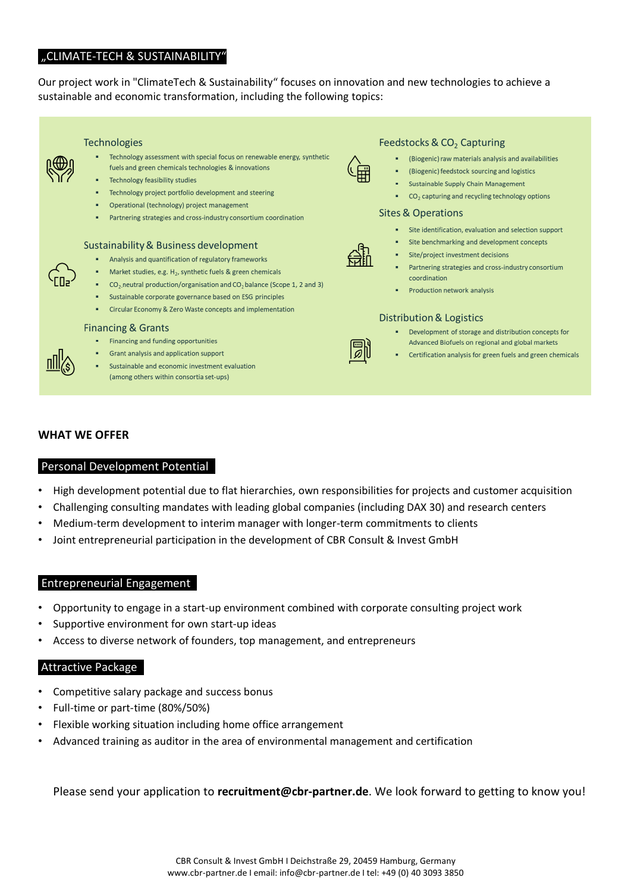## „CLIMATE-TECH & SUSTAINABILITY"

Our project work in "ClimateTech & Sustainability" focuses on innovation and new technologies to achieve a sustainable and economic transformation, including the following topics:

### Technologies

- Technology assessment with special focus on renewable energy, synthetic fuels and green chemicals technologies & innovations
- Technology feasibility studies
- Technology project portfolio development and steering
- Operational (technology) project management
- Partnering strategies and cross-industry consortium coordination

### Sustainability & Business development

- Analysis and quantification of regulatory frameworks
- Market studies, e.g. $H_2$, synthetic fuels & green chemicals
- $CO_2$ neutral production/organisation and $CO_2$ balance (Scope 1, 2 and 3)
- Sustainable corporate governance based on ESG principles
- Circular Economy & Zero Waste concepts and implementation

### Financing & Grants

- Financing and funding opportunities
- Grant analysis and application support
- Sustainable and economic investment evaluation (among others within consortia set-ups)

### Feedstocks & $CO_2$ Capturing

- (Biogenic) raw materials analysis and availabilities
- (Biogenic) feedstock sourcing and logistics
- Sustainable Supply Chain Management
- $CO_2$ capturing and recycling technology options

### Sites & Operations

- Site identification, evaluation and selection support
- Site benchmarking and development concepts
- Site/project investment decisions
- Partnering strategies and cross-industry consortium coordination
- Production network analysis

### Distribution & Logistics

- Development of storage and distribution concepts for Advanced Biofuels on regional and global markets
- Certification analysis for green fuels and green chemicals

## WHAT WE OFFER

### Personal Development Potential

- High development potential due to flat hierarchies, own responsibilities for projects and customer acquisition
- Challenging consulting mandates with leading global companies (including DAX 30) and research centers
- Medium-term development to interim manager with longer-term commitments to clients
- Joint entrepreneurial participation in the development of CBR Consult & Invest GmbH

### Entrepreneurial Engagement

- Opportunity to engage in a start-up environment combined with corporate consulting project work
- Supportive environment for own start-up ideas
- Access to diverse network of founders, top management, and entrepreneurs

### Attractive Package

- Competitive salary package and success bonus
- Full-time or part-time (80%/50%)
- Flexible working situation including home office arrangement
- Advanced training as auditor in the area of environmental management and certification

Please send your application to **recruitment@cbr-partner.de**. We look forward to getting to know you!

CBR Consult & Invest GmbH I Deichstraße 29, 20459 Hamburg, Germany
www.cbr-partner.de I email: info@cbr-partner.de I tel: +49 (0) 40 3093 3850